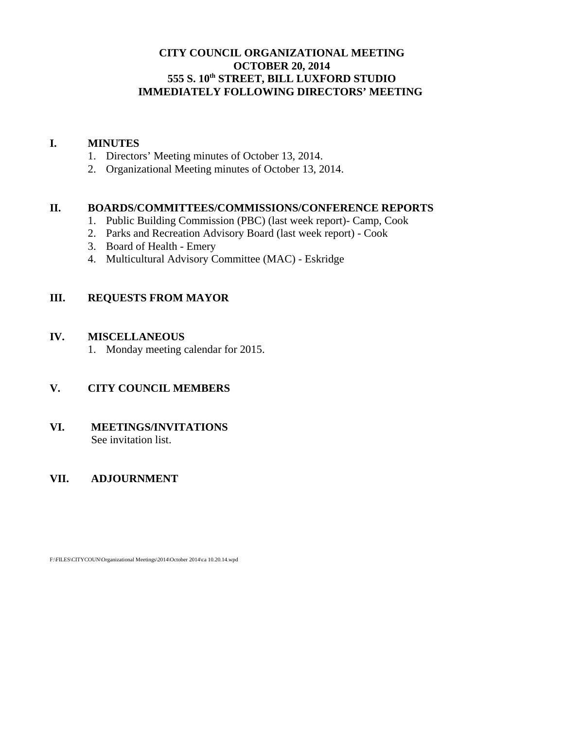# CITY COUNCIL ORGANIZATIONAL MEETING
# OCTOBER 20, 2014
# 555 S. 10th STREET, BILL LUXFORD STUDIO
# IMMEDIATELY FOLLOWING DIRECTORS' MEETING

## I. MINUTES

1. Directors' Meeting minutes of October 13, 2014.
2. Organizational Meeting minutes of October 13, 2014.

## II. BOARDS/COMMITTEES/COMMISSIONS/CONFERENCE REPORTS

1. Public Building Commission (PBC) (last week report)- Camp, Cook
2. Parks and Recreation Advisory Board (last week report) - Cook
3. Board of Health - Emery
4. Multicultural Advisory Committee (MAC) - Eskridge

## III. REQUESTS FROM MAYOR

## IV. MISCELLANEOUS

1. Monday meeting calendar for 2015.

## V. CITY COUNCIL MEMBERS

## VI. MEETINGS/INVITATIONS

See invitation list.

## VII. ADJOURNMENT

F:\FILES\CITYCOUN\Organizational Meetings\2014\October 2014\ca 10.20.14.wpd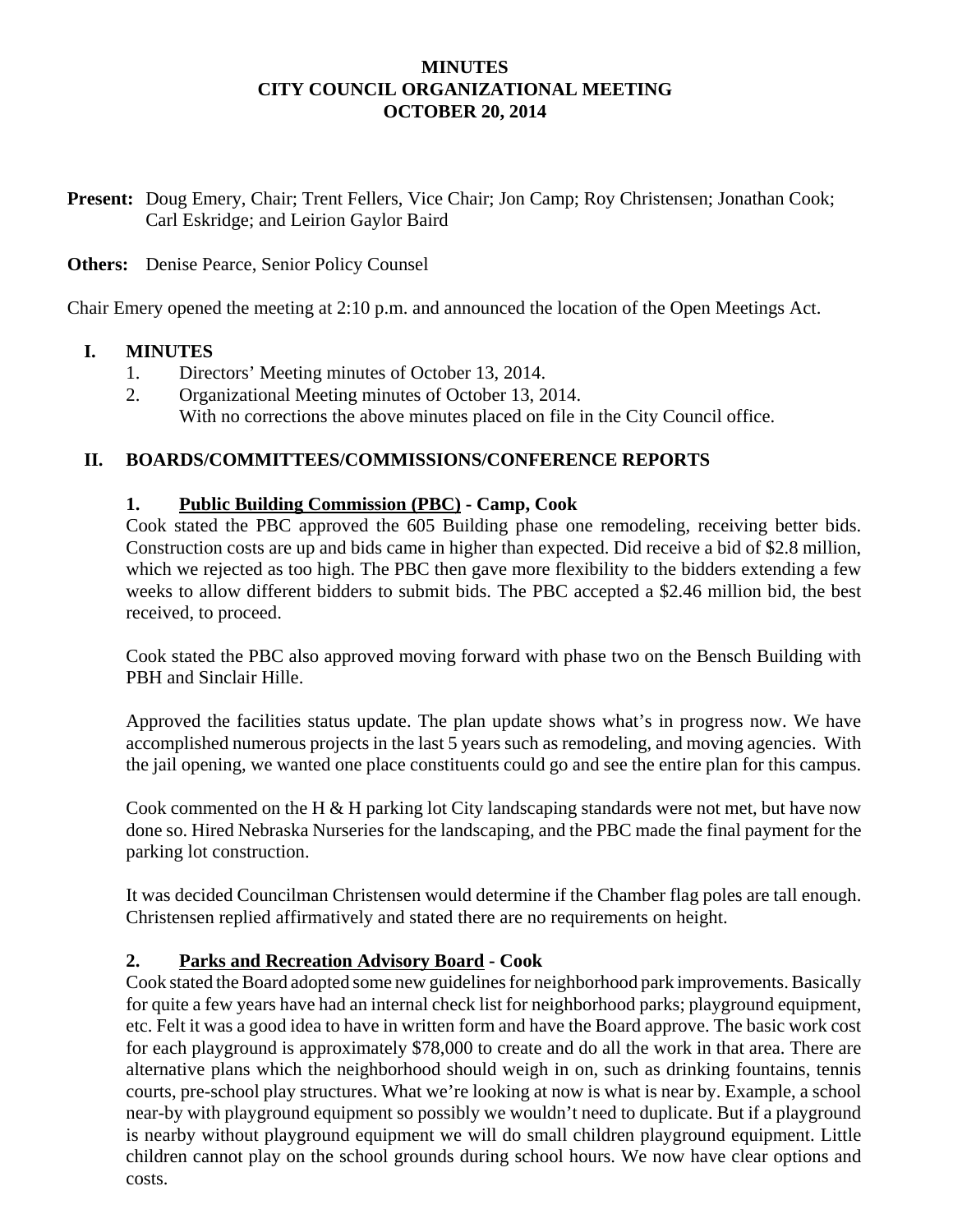**MINUTES**
**CITY COUNCIL ORGANIZATIONAL MEETING**
**OCTOBER 20, 2014**

**Present:** Doug Emery, Chair; Trent Fellers, Vice Chair; Jon Camp; Roy Christensen; Jonathan Cook; Carl Eskridge; and Leirion Gaylor Baird

**Others:** Denise Pearce, Senior Policy Counsel

Chair Emery opened the meeting at 2:10 p.m. and announced the location of the Open Meetings Act.

## I. MINUTES

1. Directors' Meeting minutes of October 13, 2014.
2. Organizational Meeting minutes of October 13, 2014.
   With no corrections the above minutes placed on file in the City Council office.

## II. BOARDS/COMMITTEES/COMMISSIONS/CONFERENCE REPORTS

### 1. Public Building Commission (PBC) - Camp, Cook

Cook stated the PBC approved the 605 Building phase one remodeling, receiving better bids. Construction costs are up and bids came in higher than expected. Did receive a bid of $2.8 million, which we rejected as too high. The PBC then gave more flexibility to the bidders extending a few weeks to allow different bidders to submit bids. The PBC accepted a $2.46 million bid, the best received, to proceed.

Cook stated the PBC also approved moving forward with phase two on the Bensch Building with PBH and Sinclair Hille.

Approved the facilities status update. The plan update shows what's in progress now. We have accomplished numerous projects in the last 5 years such as remodeling, and moving agencies. With the jail opening, we wanted one place constituents could go and see the entire plan for this campus.

Cook commented on the H & H parking lot City landscaping standards were not met, but have now done so. Hired Nebraska Nurseries for the landscaping, and the PBC made the final payment for the parking lot construction.

It was decided Councilman Christensen would determine if the Chamber flag poles are tall enough. Christensen replied affirmatively and stated there are no requirements on height.

### 2. Parks and Recreation Advisory Board - Cook

Cook stated the Board adopted some new guidelines for neighborhood park improvements. Basically for quite a few years have had an internal check list for neighborhood parks; playground equipment, etc. Felt it was a good idea to have in written form and have the Board approve. The basic work cost for each playground is approximately $78,000 to create and do all the work in that area. There are alternative plans which the neighborhood should weigh in on, such as drinking fountains, tennis courts, pre-school play structures. What we're looking at now is what is near by. Example, a school near-by with playground equipment so possibly we wouldn't need to duplicate. But if a playground is nearby without playground equipment we will do small children playground equipment. Little children cannot play on the school grounds during school hours. We now have clear options and costs.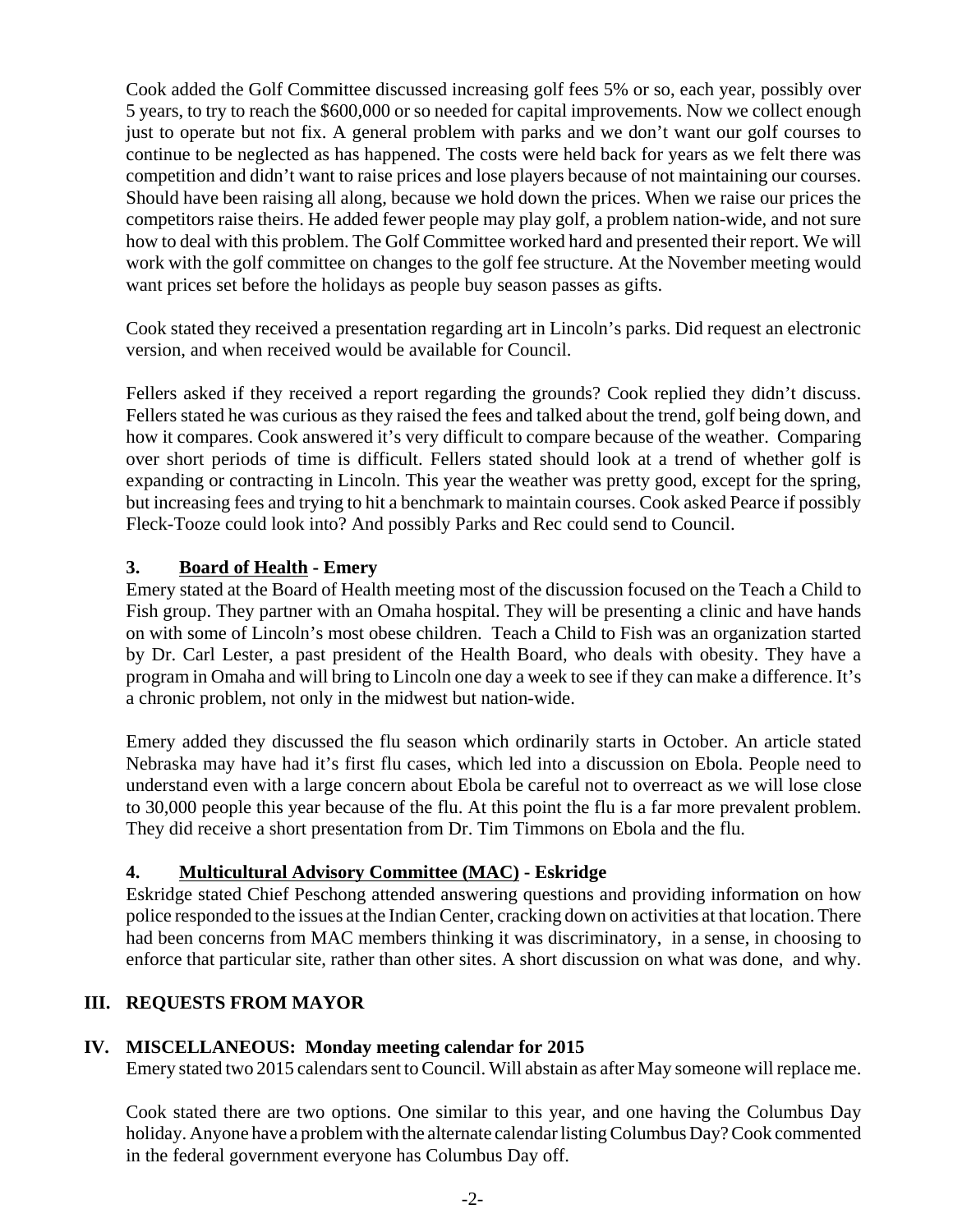Cook added the Golf Committee discussed increasing golf fees 5% or so, each year, possibly over 5 years, to try to reach the $600,000 or so needed for capital improvements. Now we collect enough just to operate but not fix. A general problem with parks and we don't want our golf courses to continue to be neglected as has happened. The costs were held back for years as we felt there was competition and didn't want to raise prices and lose players because of not maintaining our courses. Should have been raising all along, because we hold down the prices. When we raise our prices the competitors raise theirs. He added fewer people may play golf, a problem nation-wide, and not sure how to deal with this problem. The Golf Committee worked hard and presented their report. We will work with the golf committee on changes to the golf fee structure. At the November meeting would want prices set before the holidays as people buy season passes as gifts.

Cook stated they received a presentation regarding art in Lincoln's parks. Did request an electronic version, and when received would be available for Council.

Fellers asked if they received a report regarding the grounds? Cook replied they didn't discuss. Fellers stated he was curious as they raised the fees and talked about the trend, golf being down, and how it compares. Cook answered it's very difficult to compare because of the weather. Comparing over short periods of time is difficult. Fellers stated should look at a trend of whether golf is expanding or contracting in Lincoln. This year the weather was pretty good, except for the spring, but increasing fees and trying to hit a benchmark to maintain courses. Cook asked Pearce if possibly Fleck-Tooze could look into? And possibly Parks and Rec could send to Council.

### 3. **Board of Health** - Emery

Emery stated at the Board of Health meeting most of the discussion focused on the Teach a Child to Fish group. They partner with an Omaha hospital. They will be presenting a clinic and have hands on with some of Lincoln's most obese children. Teach a Child to Fish was an organization started by Dr. Carl Lester, a past president of the Health Board, who deals with obesity. They have a program in Omaha and will bring to Lincoln one day a week to see if they can make a difference. It's a chronic problem, not only in the midwest but nation-wide.

Emery added they discussed the flu season which ordinarily starts in October. An article stated Nebraska may have had it's first flu cases, which led into a discussion on Ebola. People need to understand even with a large concern about Ebola be careful not to overreact as we will lose close to 30,000 people this year because of the flu. At this point the flu is a far more prevalent problem. They did receive a short presentation from Dr. Tim Timmons on Ebola and the flu.

### 4. **Multicultural Advisory Committee (MAC)** - Eskridge

Eskridge stated Chief Peschong attended answering questions and providing information on how police responded to the issues at the Indian Center, cracking down on activities at that location. There had been concerns from MAC members thinking it was discriminatory, in a sense, in choosing to enforce that particular site, rather than other sites. A short discussion on what was done, and why.

## III. REQUESTS FROM MAYOR

## IV. MISCELLANEOUS: Monday meeting calendar for 2015

Emery stated two 2015 calendars sent to Council. Will abstain as after May someone will replace me.

Cook stated there are two options. One similar to this year, and one having the Columbus Day holiday. Anyone have a problem with the alternate calendar listing Columbus Day? Cook commented in the federal government everyone has Columbus Day off.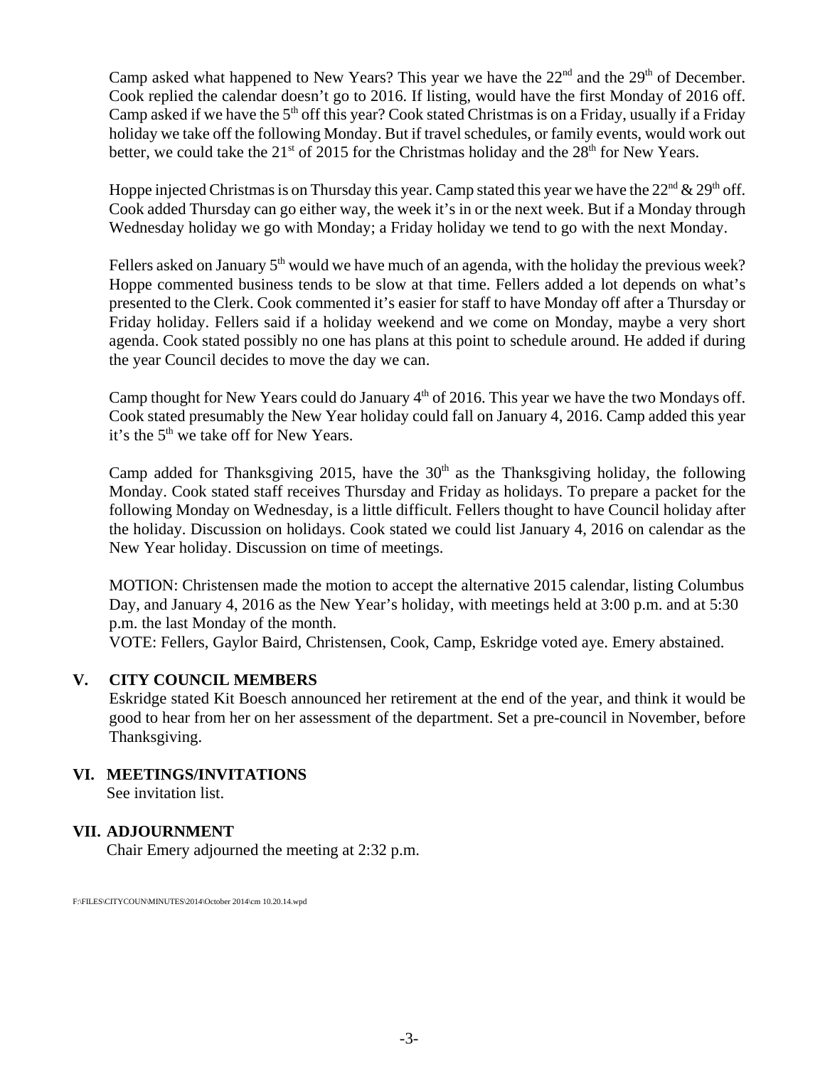Camp asked what happened to New Years? This year we have the 22nd and the 29th of December. Cook replied the calendar doesn't go to 2016. If listing, would have the first Monday of 2016 off. Camp asked if we have the 5th off this year? Cook stated Christmas is on a Friday, usually if a Friday holiday we take off the following Monday. But if travel schedules, or family events, would work out better, we could take the 21st of 2015 for the Christmas holiday and the 28th for New Years.

Hoppe injected Christmas is on Thursday this year. Camp stated this year we have the 22nd & 29th off. Cook added Thursday can go either way, the week it's in or the next week. But if a Monday through Wednesday holiday we go with Monday; a Friday holiday we tend to go with the next Monday.

Fellers asked on January 5th would we have much of an agenda, with the holiday the previous week? Hoppe commented business tends to be slow at that time. Fellers added a lot depends on what's presented to the Clerk. Cook commented it's easier for staff to have Monday off after a Thursday or Friday holiday. Fellers said if a holiday weekend and we come on Monday, maybe a very short agenda. Cook stated possibly no one has plans at this point to schedule around. He added if during the year Council decides to move the day we can.

Camp thought for New Years could do January 4th of 2016. This year we have the two Mondays off. Cook stated presumably the New Year holiday could fall on January 4, 2016. Camp added this year it's the 5th we take off for New Years.

Camp added for Thanksgiving 2015, have the 30th as the Thanksgiving holiday, the following Monday. Cook stated staff receives Thursday and Friday as holidays. To prepare a packet for the following Monday on Wednesday, is a little difficult. Fellers thought to have Council holiday after the holiday. Discussion on holidays. Cook stated we could list January 4, 2016 on calendar as the New Year holiday. Discussion on time of meetings.

MOTION: Christensen made the motion to accept the alternative 2015 calendar, listing Columbus Day, and January 4, 2016 as the New Year's holiday, with meetings held at 3:00 p.m. and at 5:30 p.m. the last Monday of the month.
VOTE: Fellers, Gaylor Baird, Christensen, Cook, Camp, Eskridge voted aye. Emery abstained.

## V. CITY COUNCIL MEMBERS

Eskridge stated Kit Boesch announced her retirement at the end of the year, and think it would be good to hear from her on her assessment of the department. Set a pre-council in November, before Thanksgiving.

## VI. MEETINGS/INVITATIONS

See invitation list.

## VII. ADJOURNMENT

Chair Emery adjourned the meeting at 2:32 p.m.

F:\FILES\CITYCOUN\MINUTES\2014\October 2014\cm 10.20.14.wpd